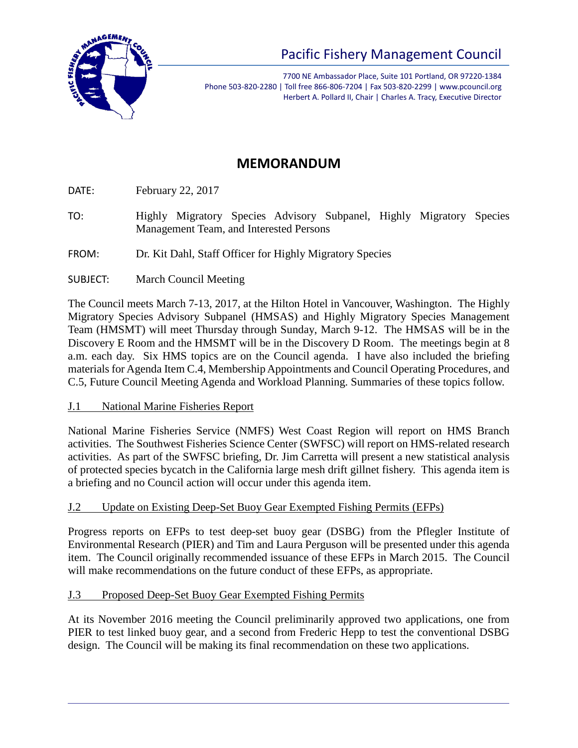# Pacific Fishery Management Council

7700 NE Ambassador Place, Suite 101 Portland, OR 97220-1384
Phone 503-820-2280 | Toll free 866-806-7204 | Fax 503-820-2299 | www.pcouncil.org
Herbert A. Pollard II, Chair | Charles A. Tracy, Executive Director

## MEMORANDUM

DATE: February 22, 2017

TO: Highly Migratory Species Advisory Subpanel, Highly Migratory Species Management Team, and Interested Persons

FROM: Dr. Kit Dahl, Staff Officer for Highly Migratory Species

SUBJECT: March Council Meeting

The Council meets March 7-13, 2017, at the Hilton Hotel in Vancouver, Washington. The Highly Migratory Species Advisory Subpanel (HMSAS) and Highly Migratory Species Management Team (HMSMT) will meet Thursday through Sunday, March 9-12. The HMSAS will be in the Discovery E Room and the HMSMT will be in the Discovery D Room. The meetings begin at 8 a.m. each day. Six HMS topics are on the Council agenda. I have also included the briefing materials for Agenda Item C.4, Membership Appointments and Council Operating Procedures, and C.5, Future Council Meeting Agenda and Workload Planning. Summaries of these topics follow.

### J.1 National Marine Fisheries Report

National Marine Fisheries Service (NMFS) West Coast Region will report on HMS Branch activities. The Southwest Fisheries Science Center (SWFSC) will report on HMS-related research activities. As part of the SWFSC briefing, Dr. Jim Carretta will present a new statistical analysis of protected species bycatch in the California large mesh drift gillnet fishery. This agenda item is a briefing and no Council action will occur under this agenda item.

### J.2 Update on Existing Deep-Set Buoy Gear Exempted Fishing Permits (EFPs)

Progress reports on EFPs to test deep-set buoy gear (DSBG) from the Pflegler Institute of Environmental Research (PIER) and Tim and Laura Perguson will be presented under this agenda item. The Council originally recommended issuance of these EFPs in March 2015. The Council will make recommendations on the future conduct of these EFPs, as appropriate.

### J.3 Proposed Deep-Set Buoy Gear Exempted Fishing Permits

At its November 2016 meeting the Council preliminarily approved two applications, one from PIER to test linked buoy gear, and a second from Frederic Hepp to test the conventional DSBG design. The Council will be making its final recommendation on these two applications.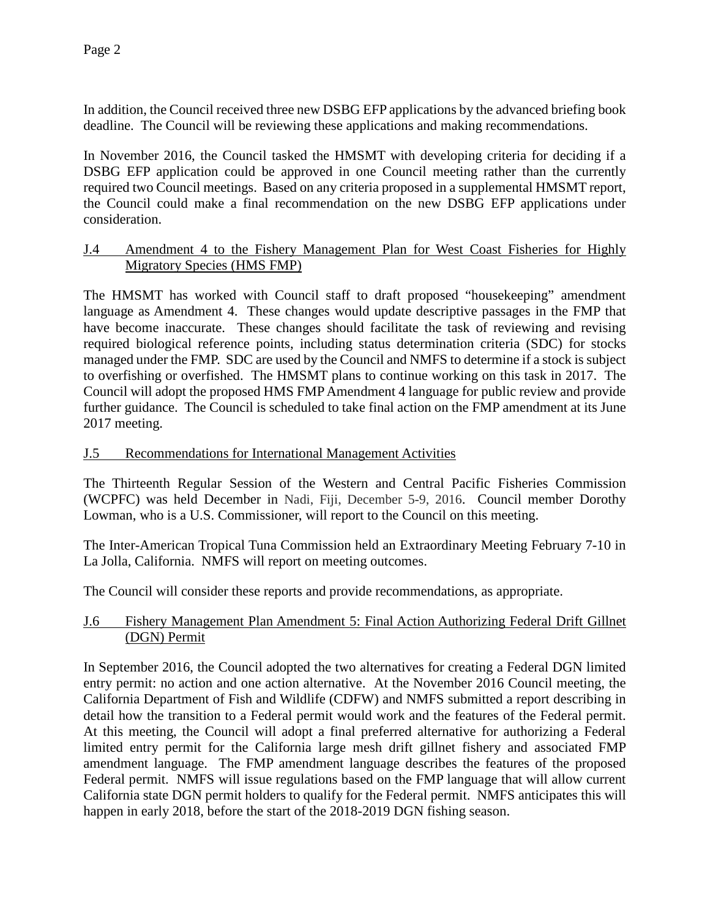In addition, the Council received three new DSBG EFP applications by the advanced briefing book deadline. The Council will be reviewing these applications and making recommendations.

In November 2016, the Council tasked the HMSMT with developing criteria for deciding if a DSBG EFP application could be approved in one Council meeting rather than the currently required two Council meetings. Based on any criteria proposed in a supplemental HMSMT report, the Council could make a final recommendation on the new DSBG EFP applications under consideration.

## J.4 Amendment 4 to the Fishery Management Plan for West Coast Fisheries for Highly Migratory Species (HMS FMP)

The HMSMT has worked with Council staff to draft proposed "housekeeping" amendment language as Amendment 4. These changes would update descriptive passages in the FMP that have become inaccurate. These changes should facilitate the task of reviewing and revising required biological reference points, including status determination criteria (SDC) for stocks managed under the FMP. SDC are used by the Council and NMFS to determine if a stock is subject to overfishing or overfished. The HMSMT plans to continue working on this task in 2017. The Council will adopt the proposed HMS FMP Amendment 4 language for public review and provide further guidance. The Council is scheduled to take final action on the FMP amendment at its June 2017 meeting.

## J.5 Recommendations for International Management Activities

The Thirteenth Regular Session of the Western and Central Pacific Fisheries Commission (WCPFC) was held December in Nadi, Fiji, December 5-9, 2016. Council member Dorothy Lowman, who is a U.S. Commissioner, will report to the Council on this meeting.

The Inter-American Tropical Tuna Commission held an Extraordinary Meeting February 7-10 in La Jolla, California. NMFS will report on meeting outcomes.

The Council will consider these reports and provide recommendations, as appropriate.

## J.6 Fishery Management Plan Amendment 5: Final Action Authorizing Federal Drift Gillnet (DGN) Permit

In September 2016, the Council adopted the two alternatives for creating a Federal DGN limited entry permit: no action and one action alternative. At the November 2016 Council meeting, the California Department of Fish and Wildlife (CDFW) and NMFS submitted a report describing in detail how the transition to a Federal permit would work and the features of the Federal permit. At this meeting, the Council will adopt a final preferred alternative for authorizing a Federal limited entry permit for the California large mesh drift gillnet fishery and associated FMP amendment language. The FMP amendment language describes the features of the proposed Federal permit. NMFS will issue regulations based on the FMP language that will allow current California state DGN permit holders to qualify for the Federal permit. NMFS anticipates this will happen in early 2018, before the start of the 2018-2019 DGN fishing season.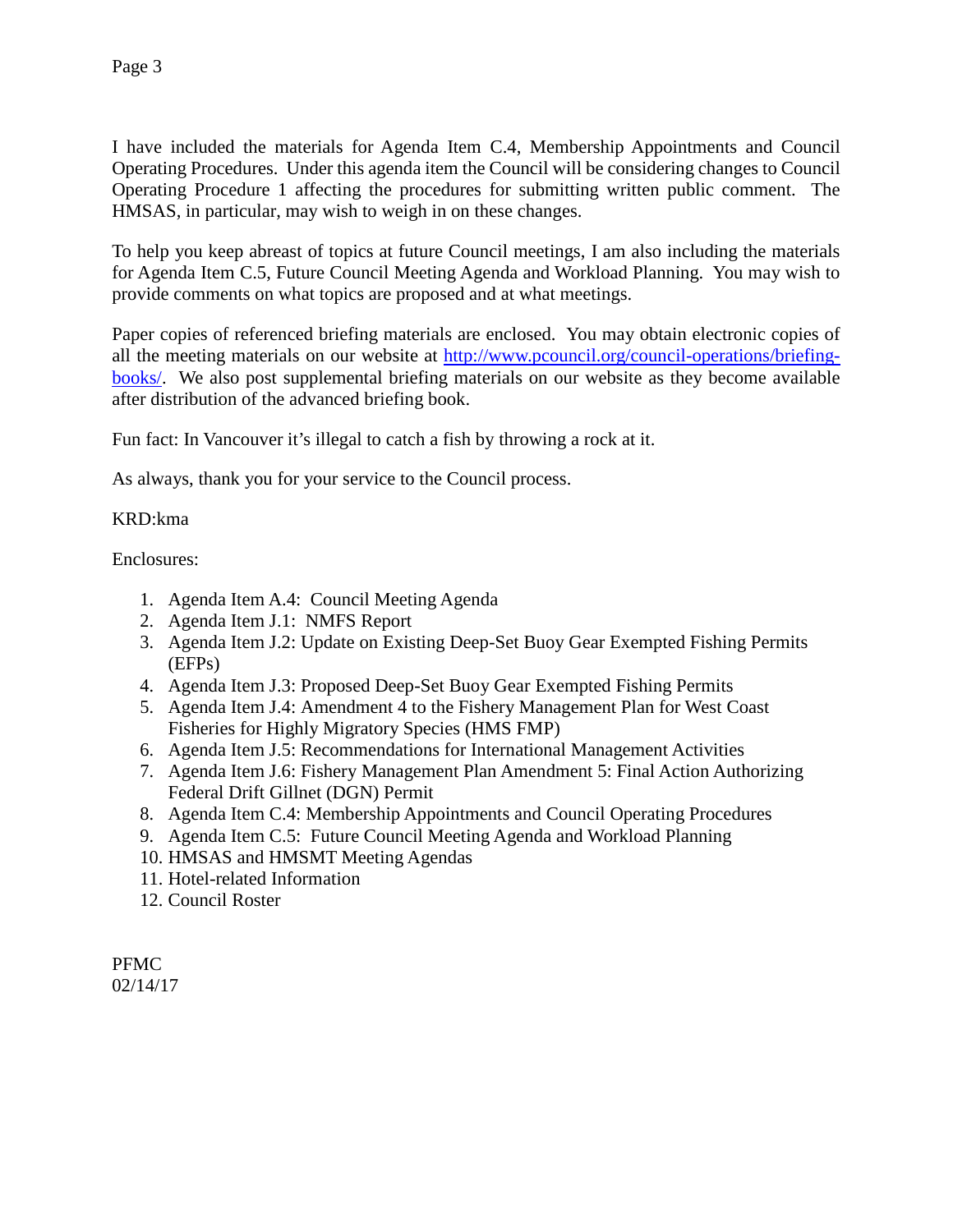I have included the materials for Agenda Item C.4, Membership Appointments and Council Operating Procedures. Under this agenda item the Council will be considering changes to Council Operating Procedure 1 affecting the procedures for submitting written public comment. The HMSAS, in particular, may wish to weigh in on these changes.

To help you keep abreast of topics at future Council meetings, I am also including the materials for Agenda Item C.5, Future Council Meeting Agenda and Workload Planning. You may wish to provide comments on what topics are proposed and at what meetings.

Paper copies of referenced briefing materials are enclosed. You may obtain electronic copies of all the meeting materials on our website at [http://www.pcouncil.org/council-operations/briefing-books/](http://www.pcouncil.org/council-operations/briefing-books/). We also post supplemental briefing materials on our website as they become available after distribution of the advanced briefing book.

Fun fact: In Vancouver it's illegal to catch a fish by throwing a rock at it.

As always, thank you for your service to the Council process.

KRD:kma

Enclosures:

1. Agenda Item A.4: Council Meeting Agenda
2. Agenda Item J.1: NMFS Report
3. Agenda Item J.2: Update on Existing Deep-Set Buoy Gear Exempted Fishing Permits (EFPs)
4. Agenda Item J.3: Proposed Deep-Set Buoy Gear Exempted Fishing Permits
5. Agenda Item J.4: Amendment 4 to the Fishery Management Plan for West Coast Fisheries for Highly Migratory Species (HMS FMP)
6. Agenda Item J.5: Recommendations for International Management Activities
7. Agenda Item J.6: Fishery Management Plan Amendment 5: Final Action Authorizing Federal Drift Gillnet (DGN) Permit
8. Agenda Item C.4: Membership Appointments and Council Operating Procedures
9. Agenda Item C.5: Future Council Meeting Agenda and Workload Planning
10. HMSAS and HMSMT Meeting Agendas
11. Hotel-related Information
12. Council Roster

PFMC
02/14/17